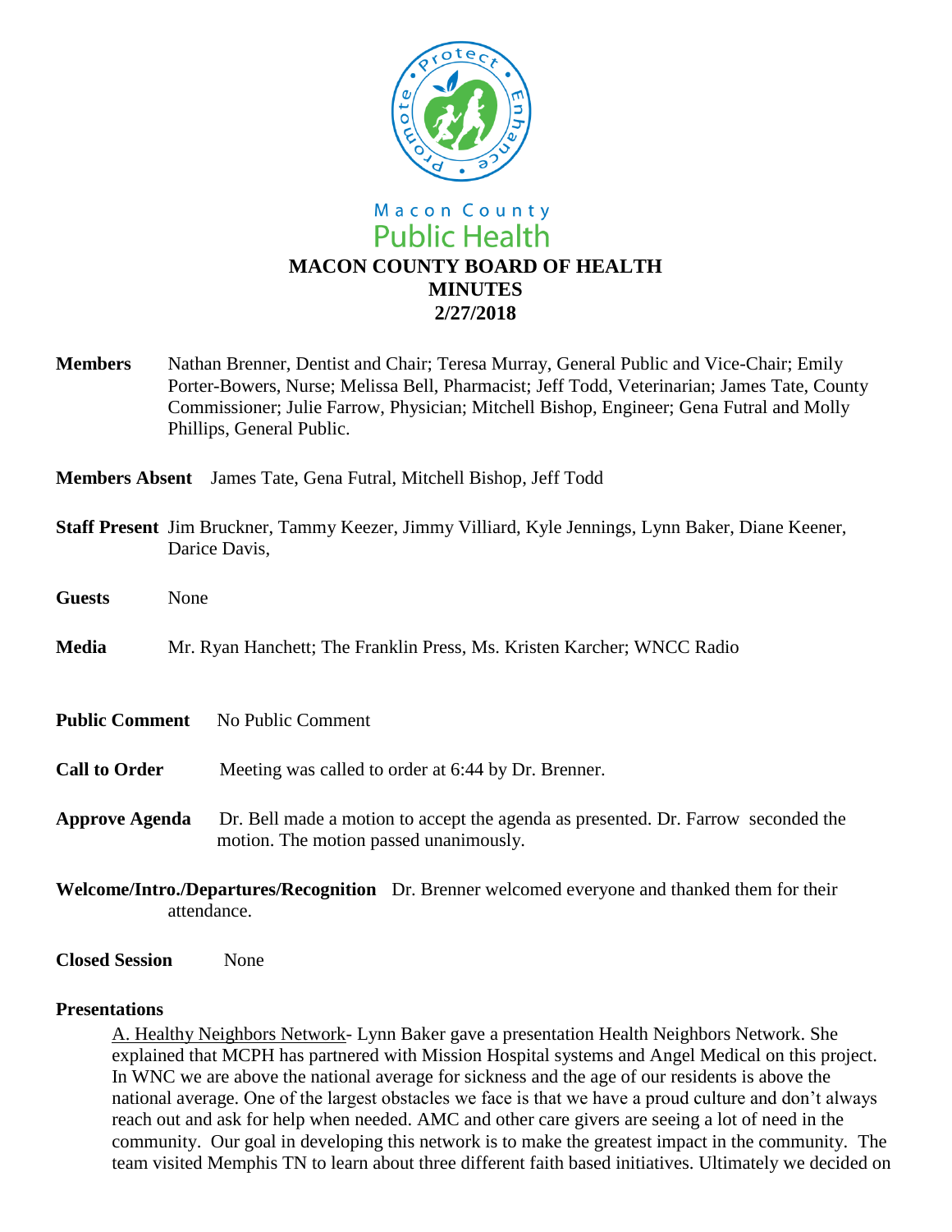Macon County
Public Health

# MACON COUNTY BOARD OF HEALTH
# MINUTES
# 2/27/2018

**Members** Nathan Brenner, Dentist and Chair; Teresa Murray, General Public and Vice-Chair; Emily Porter-Bowers, Nurse; Melissa Bell, Pharmacist; Jeff Todd, Veterinarian; James Tate, County Commissioner; Julie Farrow, Physician; Mitchell Bishop, Engineer; Gena Futral and Molly Phillips, General Public.

**Members Absent** James Tate, Gena Futral, Mitchell Bishop, Jeff Todd

**Staff Present** Jim Bruckner, Tammy Keezer, Jimmy Villiard, Kyle Jennings, Lynn Baker, Diane Keener, Darice Davis,

**Guests** None

**Media** Mr. Ryan Hanchett; The Franklin Press, Ms. Kristen Karcher; WNCC Radio

**Public Comment** No Public Comment

**Call to Order** Meeting was called to order at 6:44 by Dr. Brenner.

**Approve Agenda** Dr. Bell made a motion to accept the agenda as presented. Dr. Farrow seconded the motion. The motion passed unanimously.

**Welcome/Intro./Departures/Recognition** Dr. Brenner welcomed everyone and thanked them for their attendance.

**Closed Session** None

**Presentations**

A. Healthy Neighbors Network- Lynn Baker gave a presentation Health Neighbors Network. She explained that MCPH has partnered with Mission Hospital systems and Angel Medical on this project. In WNC we are above the national average for sickness and the age of our residents is above the national average. One of the largest obstacles we face is that we have a proud culture and don't always reach out and ask for help when needed. AMC and other care givers are seeing a lot of need in the community. Our goal in developing this network is to make the greatest impact in the community. The team visited Memphis TN to learn about three different faith based initiatives. Ultimately we decided on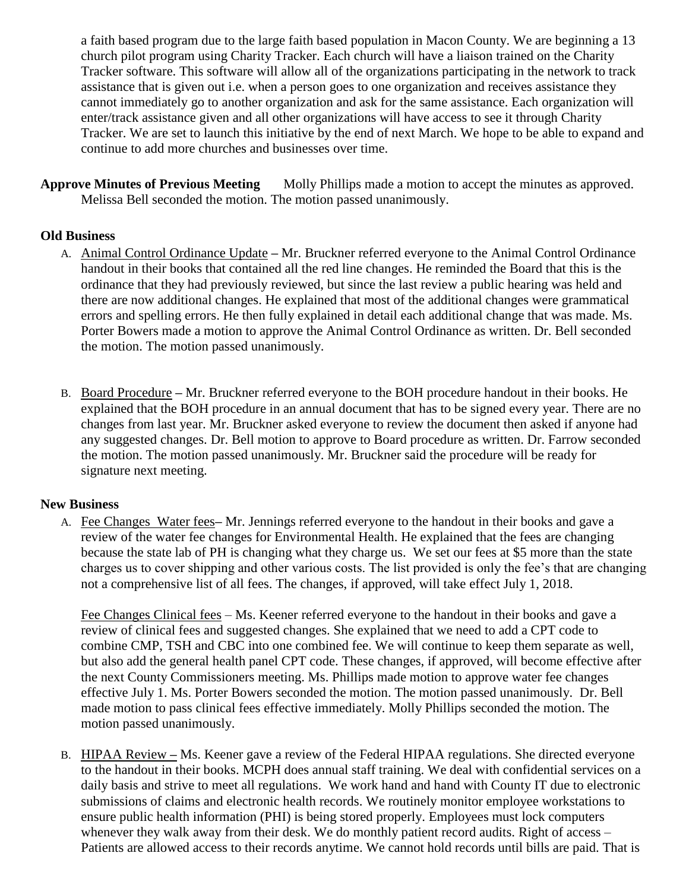a faith based program due to the large faith based population in Macon County. We are beginning a 13 church pilot program using Charity Tracker. Each church will have a liaison trained on the Charity Tracker software. This software will allow all of the organizations participating in the network to track assistance that is given out i.e. when a person goes to one organization and receives assistance they cannot immediately go to another organization and ask for the same assistance. Each organization will enter/track assistance given and all other organizations will have access to see it through Charity Tracker. We are set to launch this initiative by the end of next March. We hope to be able to expand and continue to add more churches and businesses over time.

**Approve Minutes of Previous Meeting** Molly Phillips made a motion to accept the minutes as approved. Melissa Bell seconded the motion. The motion passed unanimously.

**Old Business**

A. Animal Control Ordinance Update – Mr. Bruckner referred everyone to the Animal Control Ordinance handout in their books that contained all the red line changes. He reminded the Board that this is the ordinance that they had previously reviewed, but since the last review a public hearing was held and there are now additional changes. He explained that most of the additional changes were grammatical errors and spelling errors. He then fully explained in detail each additional change that was made. Ms. Porter Bowers made a motion to approve the Animal Control Ordinance as written. Dr. Bell seconded the motion. The motion passed unanimously.

B. Board Procedure – Mr. Bruckner referred everyone to the BOH procedure handout in their books. He explained that the BOH procedure in an annual document that has to be signed every year. There are no changes from last year. Mr. Bruckner asked everyone to review the document then asked if anyone had any suggested changes. Dr. Bell motion to approve to Board procedure as written. Dr. Farrow seconded the motion. The motion passed unanimously. Mr. Bruckner said the procedure will be ready for signature next meeting.

**New Business**

A. Fee Changes Water fees– Mr. Jennings referred everyone to the handout in their books and gave a review of the water fee changes for Environmental Health. He explained that the fees are changing because the state lab of PH is changing what they charge us. We set our fees at $5 more than the state charges us to cover shipping and other various costs. The list provided is only the fee's that are changing not a comprehensive list of all fees. The changes, if approved, will take effect July 1, 2018.

   Fee Changes Clinical fees – Ms. Keener referred everyone to the handout in their books and gave a review of clinical fees and suggested changes. She explained that we need to add a CPT code to combine CMP, TSH and CBC into one combined fee. We will continue to keep them separate as well, but also add the general health panel CPT code. These changes, if approved, will become effective after the next County Commissioners meeting. Ms. Phillips made motion to approve water fee changes effective July 1. Ms. Porter Bowers seconded the motion. The motion passed unanimously. Dr. Bell made motion to pass clinical fees effective immediately. Molly Phillips seconded the motion. The motion passed unanimously.

B. HIPAA Review – Ms. Keener gave a review of the Federal HIPAA regulations. She directed everyone to the handout in their books. MCPH does annual staff training. We deal with confidential services on a daily basis and strive to meet all regulations. We work hand and hand with County IT due to electronic submissions of claims and electronic health records. We routinely monitor employee workstations to ensure public health information (PHI) is being stored properly. Employees must lock computers whenever they walk away from their desk. We do monthly patient record audits. Right of access – Patients are allowed access to their records anytime. We cannot hold records until bills are paid. That is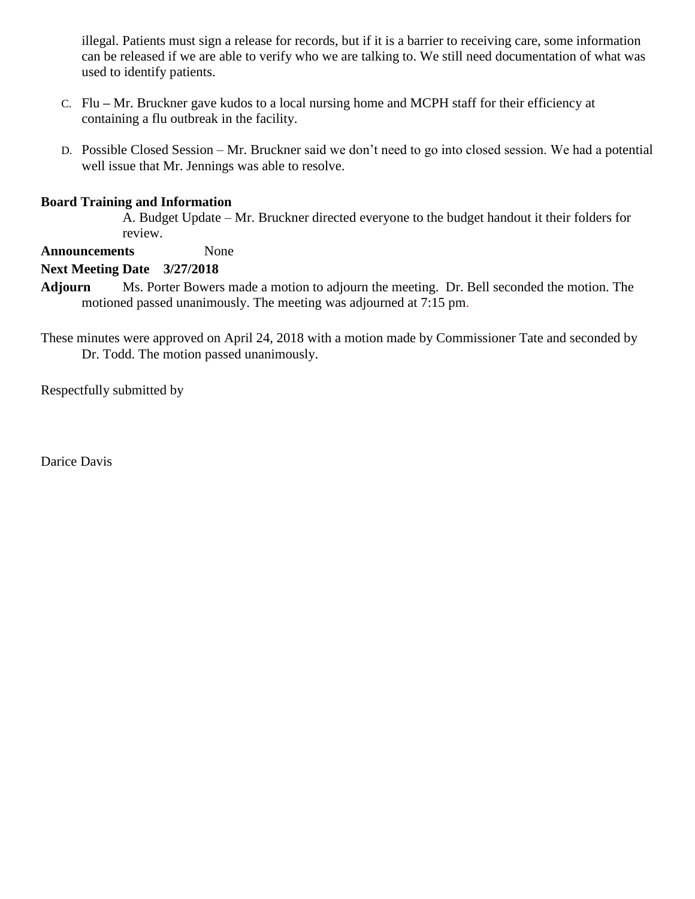illegal. Patients must sign a release for records, but if it is a barrier to receiving care, some information can be released if we are able to verify who we are talking to. We still need documentation of what was used to identify patients.

C. Flu – Mr. Bruckner gave kudos to a local nursing home and MCPH staff for their efficiency at containing a flu outbreak in the facility.

D. Possible Closed Session – Mr. Bruckner said we don't need to go into closed session. We had a potential well issue that Mr. Jennings was able to resolve.

**Board Training and Information**

A. Budget Update – Mr. Bruckner directed everyone to the budget handout it their folders for review.

**Announcements** None

**Next Meeting Date 3/27/2018**

**Adjourn** Ms. Porter Bowers made a motion to adjourn the meeting. Dr. Bell seconded the motion. The motioned passed unanimously. The meeting was adjourned at 7:15 pm.

These minutes were approved on April 24, 2018 with a motion made by Commissioner Tate and seconded by Dr. Todd. The motion passed unanimously.

Respectfully submitted by

Darice Davis